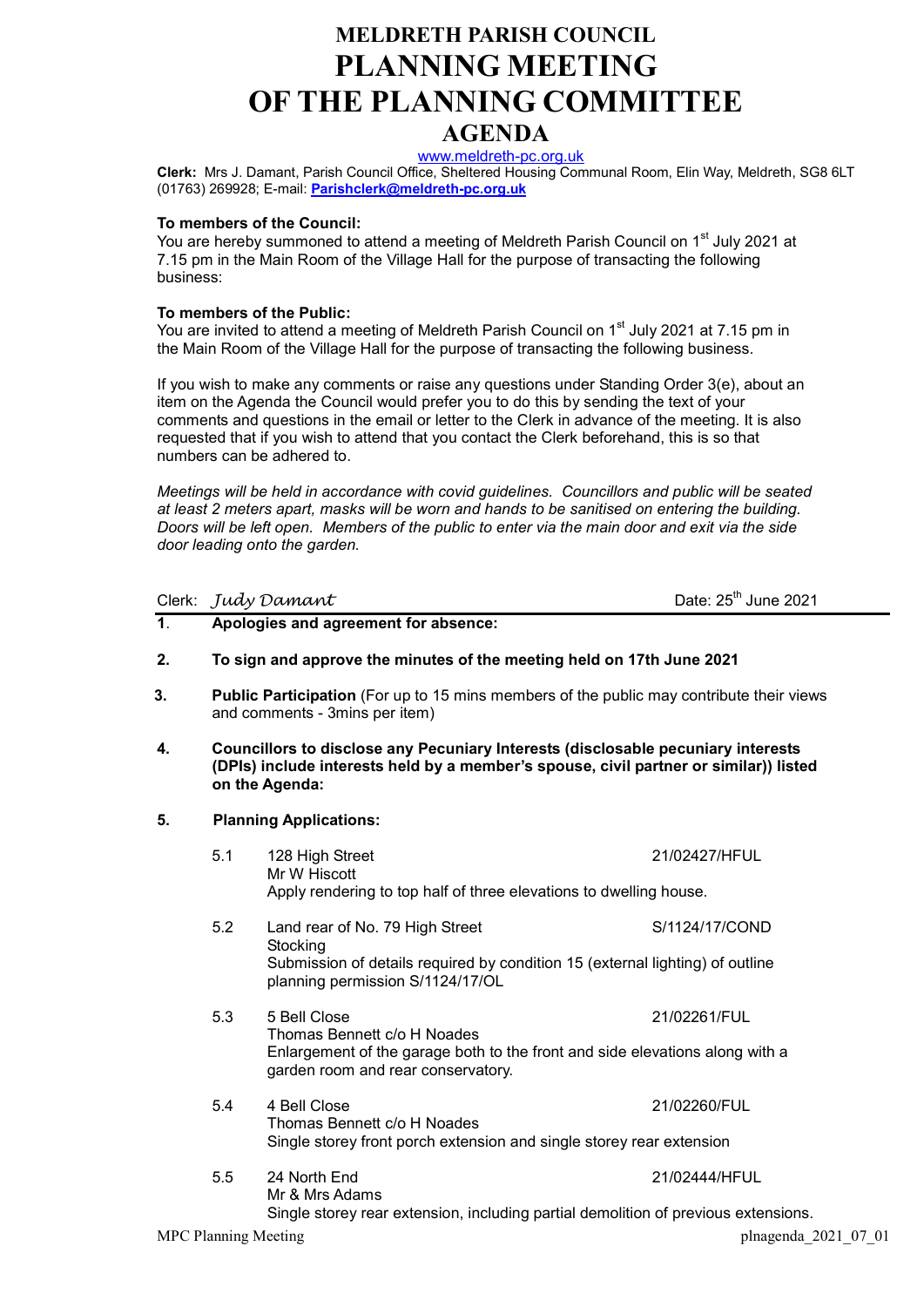# MELDRETH PARISH COUNCIL
# PLANNING MEETING
# OF THE PLANNING COMMITTEE
## AGENDA

www.meldreth-pc.org.uk

**Clerk:** Mrs J. Damant, Parish Council Office, Sheltered Housing Communal Room, Elin Way, Meldreth, SG8 6LT (01763) 269928; E-mail: **Parishclerk@meldreth-pc.org.uk**

**To members of the Council:**
You are hereby summoned to attend a meeting of Meldreth Parish Council on 1st July 2021 at 7.15 pm in the Main Room of the Village Hall for the purpose of transacting the following business:

**To members of the Public:**
You are invited to attend a meeting of Meldreth Parish Council on 1st July 2021 at 7.15 pm in the Main Room of the Village Hall for the purpose of transacting the following business.

If you wish to make any comments or raise any questions under Standing Order 3(e), about an item on the Agenda the Council would prefer you to do this by sending the text of your comments and questions in the email or letter to the Clerk in advance of the meeting. It is also requested that if you wish to attend that you contact the Clerk beforehand, this is so that numbers can be adhered to.

*Meetings will be held in accordance with covid guidelines. Councillors and public will be seated at least 2 meters apart, masks will be worn and hands to be sanitised on entering the building. Doors will be left open. Members of the public to enter via the main door and exit via the side door leading onto the garden.*

Clerk: *Judy Damant* Date: 25th June 2021

---

1. **Apologies and agreement for absence:**

2. **To sign and approve the minutes of the meeting held on 17th June 2021**

3. **Public Participation** (For up to 15 mins members of the public may contribute their views and comments - 3mins per item)

4. **Councillors to disclose any Pecuniary Interests (disclosable pecuniary interests (DPIs) include interests held by a member's spouse, civil partner or similar)) listed on the Agenda:**

5. **Planning Applications:**

   5.1 128 High Street — 21/02427/HFUL
   Mr W Hiscott
   Apply rendering to top half of three elevations to dwelling house.

   5.2 Land rear of No. 79 High Street — S/1124/17/COND
   Stocking
   Submission of details required by condition 15 (external lighting) of outline planning permission S/1124/17/OL

   5.3 5 Bell Close — 21/02261/FUL
   Thomas Bennett c/o H Noades
   Enlargement of the garage both to the front and side elevations along with a garden room and rear conservatory.

   5.4 4 Bell Close — 21/02260/FUL
   Thomas Bennett c/o H Noades
   Single storey front porch extension and single storey rear extension

   5.5 24 North End — 21/02444/HFUL
   Mr & Mrs Adams
   Single storey rear extension, including partial demolition of previous extensions.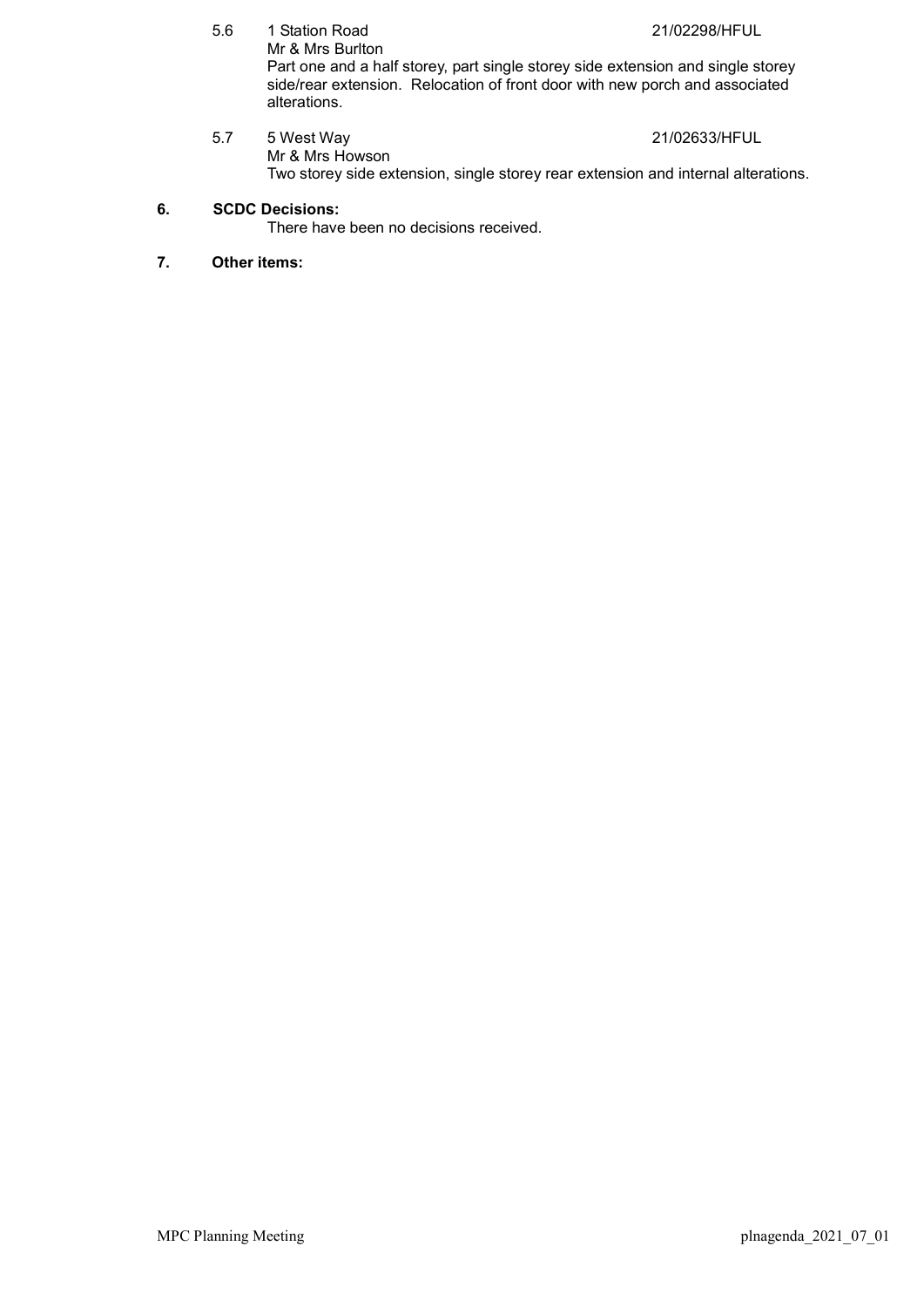5.6 1 Station Road 21/02298/HFUL
Mr & Mrs Burlton
Part one and a half storey, part single storey side extension and single storey side/rear extension. Relocation of front door with new porch and associated alterations.

5.7 5 West Way 21/02633/HFUL
Mr & Mrs Howson
Two storey side extension, single storey rear extension and internal alterations.

**6. SCDC Decisions:**

There have been no decisions received.

**7. Other items:**